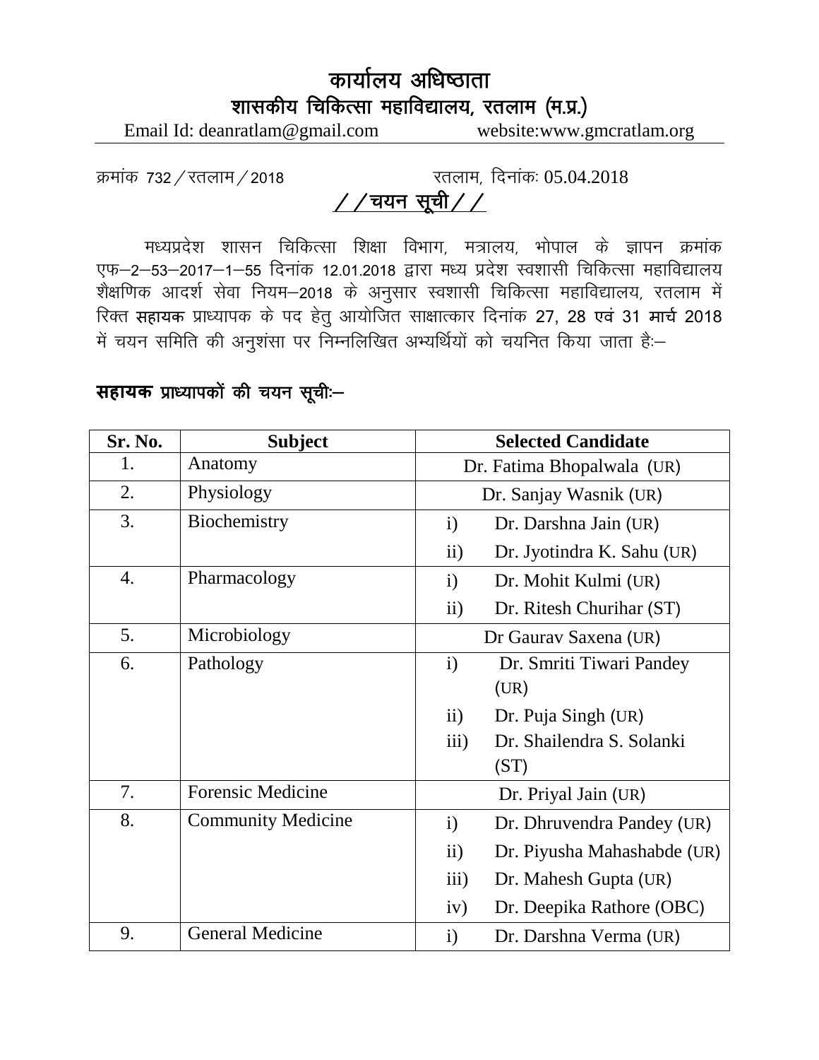# कार्यालय अधिष्ठाता

## शासकीय चिकित्सा महाविद्यालय, रतलाम (म.प्र.)

Email Id: deanratlam@gmail.com website:www.gmcratlam.org

क्रमांक 732/रतलाम/2018 रतलाम, दिनांकः 05.04.2018

## //चयन सूची//

मध्यप्रदेश शासन चिकित्सा शिक्षा विभाग, मत्रालय, भोपाल के ज्ञापन क्रमांक एफ–2–53–2017–1–55 दिनांक 12.01.2018 द्वारा मध्य प्रदेश स्वशासी चिकित्सा महाविद्यालय शैक्षणिक आदर्श सेवा नियम–2018 के अनुसार स्वशासी चिकित्सा महाविद्यालय, रतलाम में रिक्त **सहायक** प्राध्यापक के पद हेतु आयोजित साक्षात्कार दिनांक **27, 28 एवं 31 मार्च 2018** में चयन समिति की अनुशंसा पर निम्नलिखित अभ्यर्थियों को चयनित किया जाता हैः–

**सहायक प्राध्यापकों की चयन सूचीः–**

| Sr. No. | Subject | Selected Candidate |
|---|---|---|
| 1. | Anatomy | Dr. Fatima Bhopalwala (UR) |
| 2. | Physiology | Dr. Sanjay Wasnik (UR) |
| 3. | Biochemistry | i) Dr. Darshna Jain (UR)<br>ii) Dr. Jyotindra K. Sahu (UR) |
| 4. | Pharmacology | i) Dr. Mohit Kulmi (UR)<br>ii) Dr. Ritesh Churihar (ST) |
| 5. | Microbiology | Dr Gaurav Saxena (UR) |
| 6. | Pathology | i) Dr. Smriti Tiwari Pandey (UR)<br>ii) Dr. Puja Singh (UR)<br>iii) Dr. Shailendra S. Solanki (ST) |
| 7. | Forensic Medicine | Dr. Priyal Jain (UR) |
| 8. | Community Medicine | i) Dr. Dhruvendra Pandey (UR)<br>ii) Dr. Piyusha Mahashabde (UR)<br>iii) Dr. Mahesh Gupta (UR)<br>iv) Dr. Deepika Rathore (OBC) |
| 9. | General Medicine | i) Dr. Darshna Verma (UR) |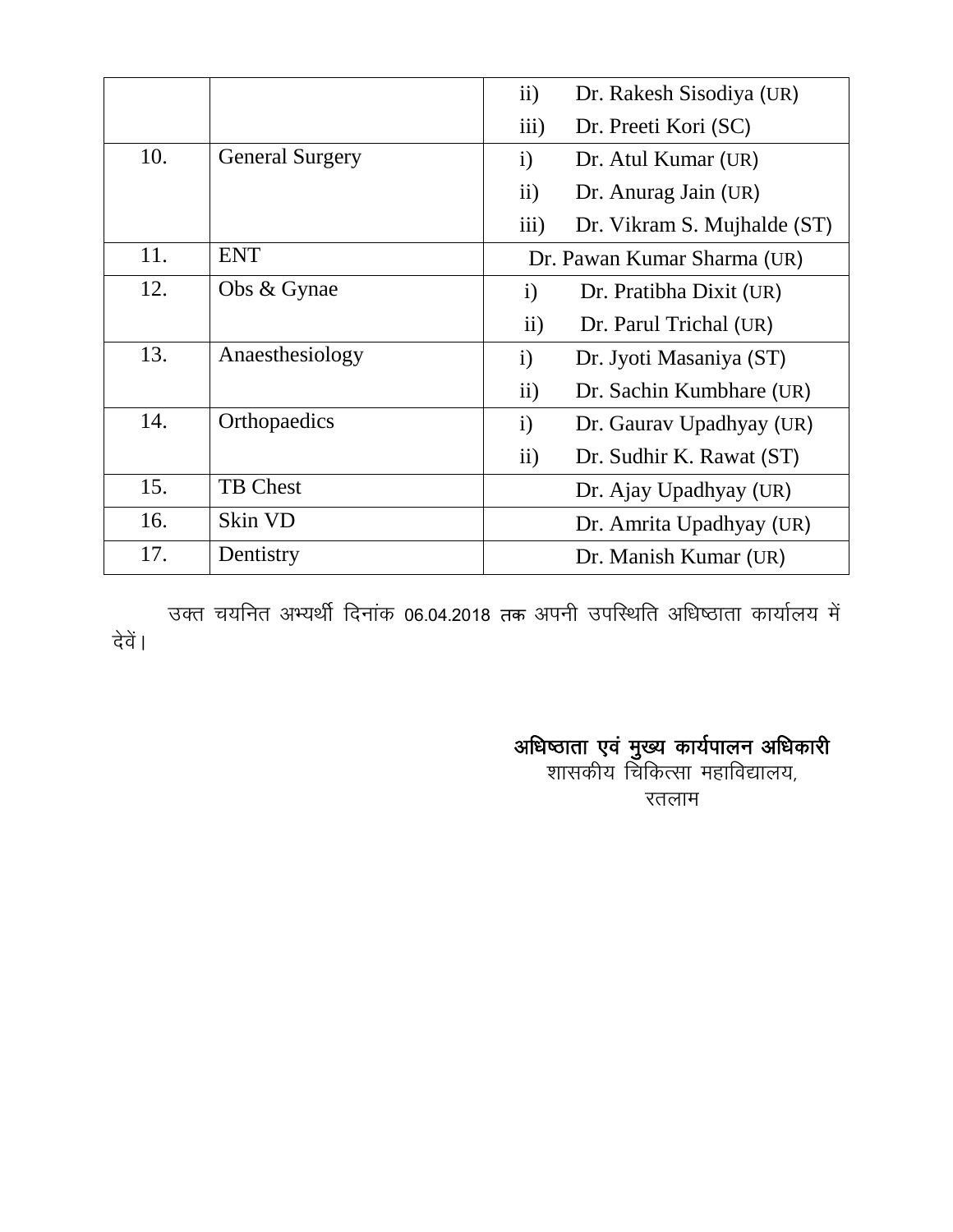| | | |
|---|---|---|
| | | ii) Dr. Rakesh Sisodiya (UR)<br>iii) Dr. Preeti Kori (SC) |
| 10. | General Surgery | i) Dr. Atul Kumar (UR)<br>ii) Dr. Anurag Jain (UR)<br>iii) Dr. Vikram S. Mujhalde (ST) |
| 11. | ENT | Dr. Pawan Kumar Sharma (UR) |
| 12. | Obs & Gynae | i) Dr. Pratibha Dixit (UR)<br>ii) Dr. Parul Trichal (UR) |
| 13. | Anaesthesiology | i) Dr. Jyoti Masaniya (ST)<br>ii) Dr. Sachin Kumbhare (UR) |
| 14. | Orthopaedics | i) Dr. Gaurav Upadhyay (UR)<br>ii) Dr. Sudhir K. Rawat (ST) |
| 15. | TB Chest | Dr. Ajay Upadhyay (UR) |
| 16. | Skin VD | Dr. Amrita Upadhyay (UR) |
| 17. | Dentistry | Dr. Manish Kumar (UR) |

उक्त चयनित अभ्यर्थी दिनांक 06.04.2018 तक अपनी उपस्थिति अधिष्ठाता कार्यालय में देवें।

**अधिष्ठाता एवं मुख्य कार्यपालन अधिकारी**
शासकीय चिकित्सा महाविद्यालय,
रतलाम